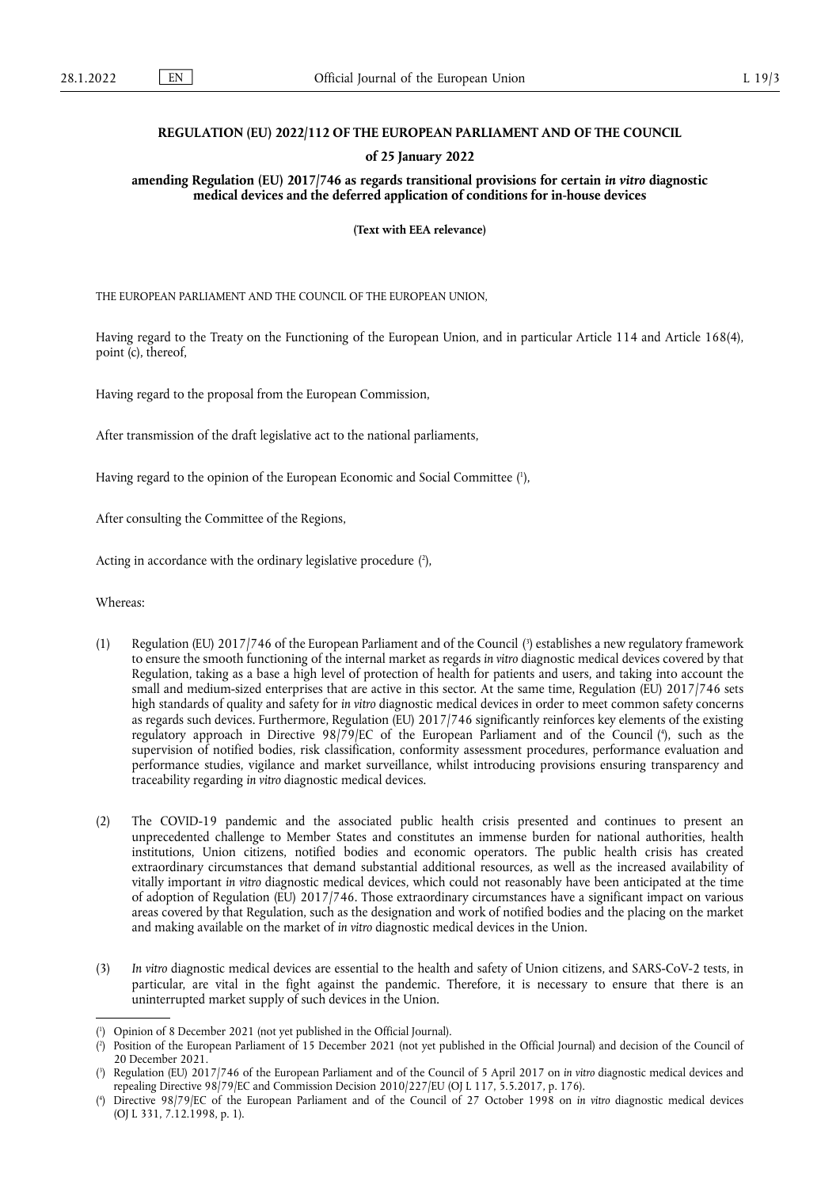**REGULATION (EU) 2022/112 OF THE EUROPEAN PARLIAMENT AND OF THE COUNCIL**

**of 25 January 2022**

**amending Regulation (EU) 2017/746 as regards transitional provisions for certain *in vitro* diagnostic medical devices and the deferred application of conditions for in-house devices**

**(Text with EEA relevance)**

THE EUROPEAN PARLIAMENT AND THE COUNCIL OF THE EUROPEAN UNION,

Having regard to the Treaty on the Functioning of the European Union, and in particular Article 114 and Article 168(4), point (c), thereof,

Having regard to the proposal from the European Commission,

After transmission of the draft legislative act to the national parliaments,

Having regard to the opinion of the European Economic and Social Committee ([1]),

After consulting the Committee of the Regions,

Acting in accordance with the ordinary legislative procedure ([2]),

Whereas:

(1) Regulation (EU) 2017/746 of the European Parliament and of the Council ([3]) establishes a new regulatory framework to ensure the smooth functioning of the internal market as regards *in vitro* diagnostic medical devices covered by that Regulation, taking as a base a high level of protection of health for patients and users, and taking into account the small and medium-sized enterprises that are active in this sector. At the same time, Regulation (EU) 2017/746 sets high standards of quality and safety for *in vitro* diagnostic medical devices in order to meet common safety concerns as regards such devices. Furthermore, Regulation (EU) 2017/746 significantly reinforces key elements of the existing regulatory approach in Directive 98/79/EC of the European Parliament and of the Council ([4]), such as the supervision of notified bodies, risk classification, conformity assessment procedures, performance evaluation and performance studies, vigilance and market surveillance, whilst introducing provisions ensuring transparency and traceability regarding *in vitro* diagnostic medical devices.

(2) The COVID-19 pandemic and the associated public health crisis presented and continues to present an unprecedented challenge to Member States and constitutes an immense burden for national authorities, health institutions, Union citizens, notified bodies and economic operators. The public health crisis has created extraordinary circumstances that demand substantial additional resources, as well as the increased availability of vitally important *in vitro* diagnostic medical devices, which could not reasonably have been anticipated at the time of adoption of Regulation (EU) 2017/746. Those extraordinary circumstances have a significant impact on various areas covered by that Regulation, such as the designation and work of notified bodies and the placing on the market and making available on the market of *in vitro* diagnostic medical devices in the Union.

(3) *In vitro* diagnostic medical devices are essential to the health and safety of Union citizens, and SARS-CoV-2 tests, in particular, are vital in the fight against the pandemic. Therefore, it is necessary to ensure that there is an uninterrupted market supply of such devices in the Union.

---

([1]) Opinion of 8 December 2021 (not yet published in the Official Journal).

([2]) Position of the European Parliament of 15 December 2021 (not yet published in the Official Journal) and decision of the Council of 20 December 2021.

([3]) Regulation (EU) 2017/746 of the European Parliament and of the Council of 5 April 2017 on *in vitro* diagnostic medical devices and repealing Directive 98/79/EC and Commission Decision 2010/227/EU (OJ L 117, 5.5.2017, p. 176).

([4]) Directive 98/79/EC of the European Parliament and of the Council of 27 October 1998 on *in vitro* diagnostic medical devices (OJ L 331, 7.12.1998, p. 1).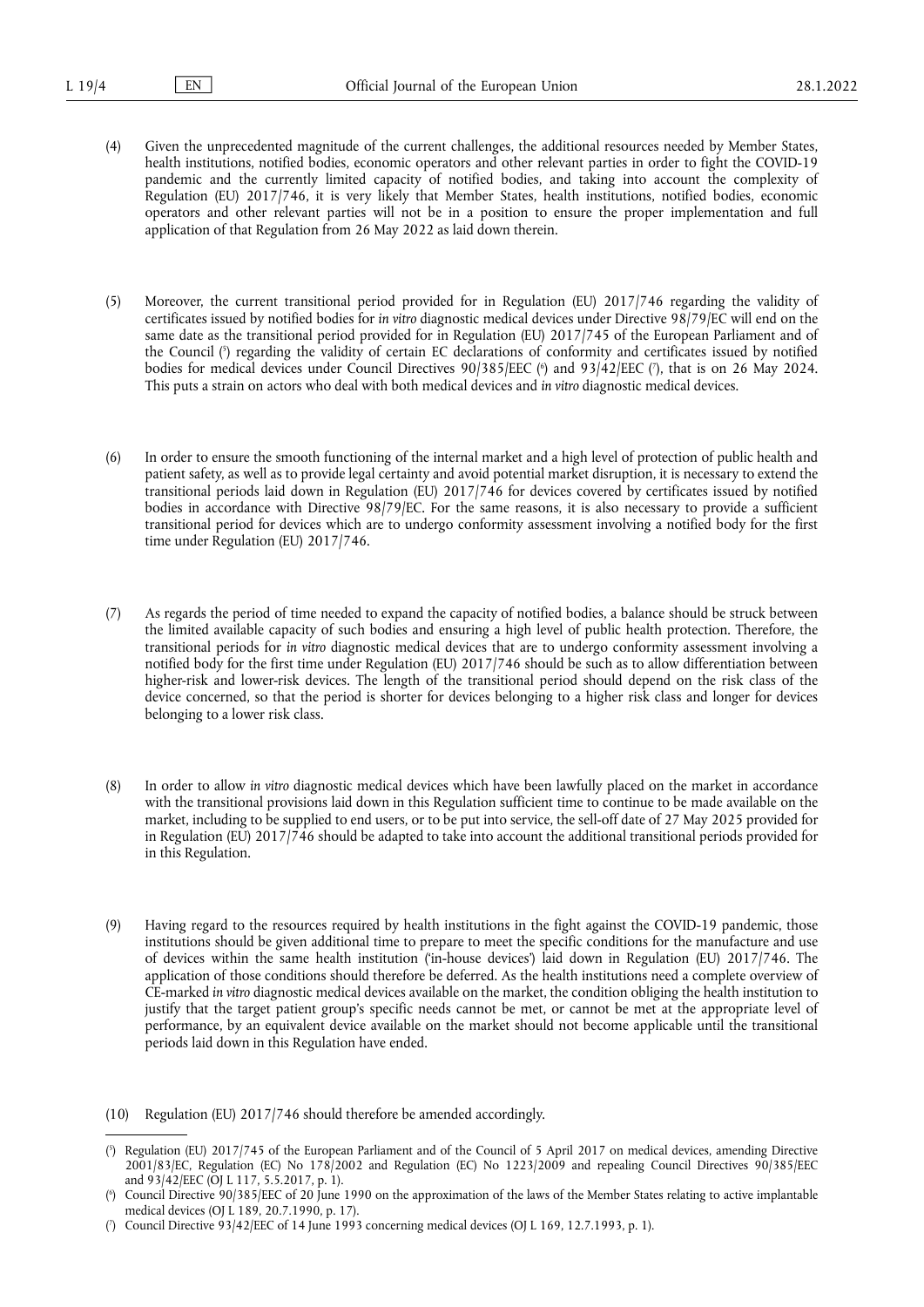(4) Given the unprecedented magnitude of the current challenges, the additional resources needed by Member States, health institutions, notified bodies, economic operators and other relevant parties in order to fight the COVID-19 pandemic and the currently limited capacity of notified bodies, and taking into account the complexity of Regulation (EU) 2017/746, it is very likely that Member States, health institutions, notified bodies, economic operators and other relevant parties will not be in a position to ensure the proper implementation and full application of that Regulation from 26 May 2022 as laid down therein.

(5) Moreover, the current transitional period provided for in Regulation (EU) 2017/746 regarding the validity of certificates issued by notified bodies for *in vitro* diagnostic medical devices under Directive 98/79/EC will end on the same date as the transitional period provided for in Regulation (EU) 2017/745 of the European Parliament and of the Council [5] regarding the validity of certain EC declarations of conformity and certificates issued by notified bodies for medical devices under Council Directives 90/385/EEC [6] and 93/42/EEC [7], that is on 26 May 2024. This puts a strain on actors who deal with both medical devices and *in vitro* diagnostic medical devices.

(6) In order to ensure the smooth functioning of the internal market and a high level of protection of public health and patient safety, as well as to provide legal certainty and avoid potential market disruption, it is necessary to extend the transitional periods laid down in Regulation (EU) 2017/746 for devices covered by certificates issued by notified bodies in accordance with Directive 98/79/EC. For the same reasons, it is also necessary to provide a sufficient transitional period for devices which are to undergo conformity assessment involving a notified body for the first time under Regulation (EU) 2017/746.

(7) As regards the period of time needed to expand the capacity of notified bodies, a balance should be struck between the limited available capacity of such bodies and ensuring a high level of public health protection. Therefore, the transitional periods for *in vitro* diagnostic medical devices that are to undergo conformity assessment involving a notified body for the first time under Regulation (EU) 2017/746 should be such as to allow differentiation between higher-risk and lower-risk devices. The length of the transitional period should depend on the risk class of the device concerned, so that the period is shorter for devices belonging to a higher risk class and longer for devices belonging to a lower risk class.

(8) In order to allow *in vitro* diagnostic medical devices which have been lawfully placed on the market in accordance with the transitional provisions laid down in this Regulation sufficient time to continue to be made available on the market, including to be supplied to end users, or to be put into service, the sell-off date of 27 May 2025 provided for in Regulation (EU) 2017/746 should be adapted to take into account the additional transitional periods provided for in this Regulation.

(9) Having regard to the resources required by health institutions in the fight against the COVID-19 pandemic, those institutions should be given additional time to prepare to meet the specific conditions for the manufacture and use of devices within the same health institution ('in-house devices') laid down in Regulation (EU) 2017/746. The application of those conditions should therefore be deferred. As the health institutions need a complete overview of CE-marked *in vitro* diagnostic medical devices available on the market, the condition obliging the health institution to justify that the target patient group's specific needs cannot be met, or cannot be met at the appropriate level of performance, by an equivalent device available on the market should not become applicable until the transitional periods laid down in this Regulation have ended.

(10) Regulation (EU) 2017/746 should therefore be amended accordingly.

---

[5] Regulation (EU) 2017/745 of the European Parliament and of the Council of 5 April 2017 on medical devices, amending Directive 2001/83/EC, Regulation (EC) No 178/2002 and Regulation (EC) No 1223/2009 and repealing Council Directives 90/385/EEC and 93/42/EEC (OJ L 117, 5.5.2017, p. 1).

[6] Council Directive 90/385/EEC of 20 June 1990 on the approximation of the laws of the Member States relating to active implantable medical devices (OJ L 189, 20.7.1990, p. 17).

[7] Council Directive 93/42/EEC of 14 June 1993 concerning medical devices (OJ L 169, 12.7.1993, p. 1).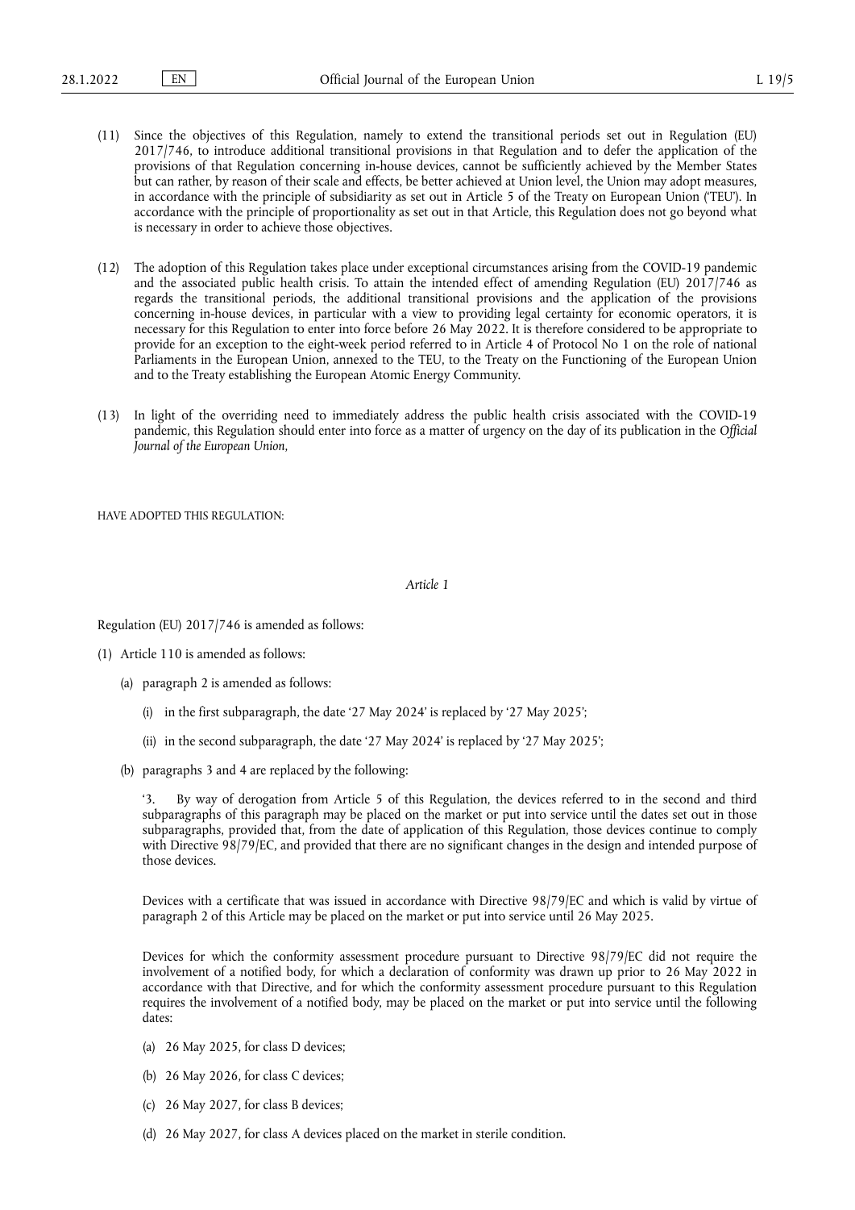(11) Since the objectives of this Regulation, namely to extend the transitional periods set out in Regulation (EU) 2017/746, to introduce additional transitional provisions in that Regulation and to defer the application of the provisions of that Regulation concerning in-house devices, cannot be sufficiently achieved by the Member States but can rather, by reason of their scale and effects, be better achieved at Union level, the Union may adopt measures, in accordance with the principle of subsidiarity as set out in Article 5 of the Treaty on European Union ('TEU'). In accordance with the principle of proportionality as set out in that Article, this Regulation does not go beyond what is necessary in order to achieve those objectives.

(12) The adoption of this Regulation takes place under exceptional circumstances arising from the COVID-19 pandemic and the associated public health crisis. To attain the intended effect of amending Regulation (EU) 2017/746 as regards the transitional periods, the additional transitional provisions and the application of the provisions concerning in-house devices, in particular with a view to providing legal certainty for economic operators, it is necessary for this Regulation to enter into force before 26 May 2022. It is therefore considered to be appropriate to provide for an exception to the eight-week period referred to in Article 4 of Protocol No 1 on the role of national Parliaments in the European Union, annexed to the TEU, to the Treaty on the Functioning of the European Union and to the Treaty establishing the European Atomic Energy Community.

(13) In light of the overriding need to immediately address the public health crisis associated with the COVID-19 pandemic, this Regulation should enter into force as a matter of urgency on the day of its publication in the *Official Journal of the European Union*,

HAVE ADOPTED THIS REGULATION:

*Article 1*

Regulation (EU) 2017/746 is amended as follows:

(1) Article 110 is amended as follows:

(a) paragraph 2 is amended as follows:

(i) in the first subparagraph, the date '27 May 2024' is replaced by '27 May 2025';

(ii) in the second subparagraph, the date '27 May 2024' is replaced by '27 May 2025';

(b) paragraphs 3 and 4 are replaced by the following:

'3. By way of derogation from Article 5 of this Regulation, the devices referred to in the second and third subparagraphs of this paragraph may be placed on the market or put into service until the dates set out in those subparagraphs, provided that, from the date of application of this Regulation, those devices continue to comply with Directive 98/79/EC, and provided that there are no significant changes in the design and intended purpose of those devices.

Devices with a certificate that was issued in accordance with Directive 98/79/EC and which is valid by virtue of paragraph 2 of this Article may be placed on the market or put into service until 26 May 2025.

Devices for which the conformity assessment procedure pursuant to Directive 98/79/EC did not require the involvement of a notified body, for which a declaration of conformity was drawn up prior to 26 May 2022 in accordance with that Directive, and for which the conformity assessment procedure pursuant to this Regulation requires the involvement of a notified body, may be placed on the market or put into service until the following dates:

(a) 26 May 2025, for class D devices;

(b) 26 May 2026, for class C devices;

(c) 26 May 2027, for class B devices;

(d) 26 May 2027, for class A devices placed on the market in sterile condition.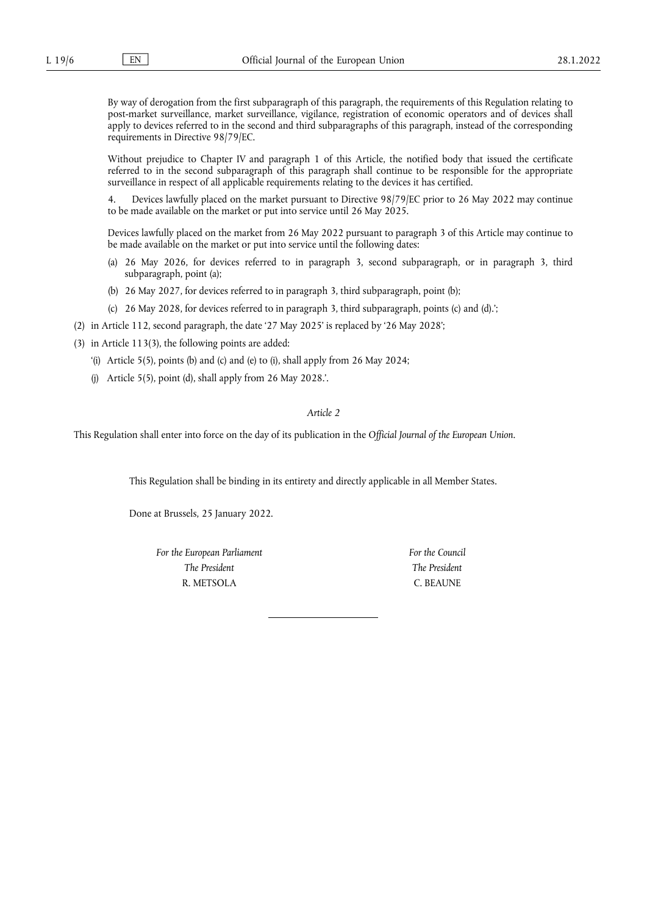By way of derogation from the first subparagraph of this paragraph, the requirements of this Regulation relating to post-market surveillance, market surveillance, vigilance, registration of economic operators and of devices shall apply to devices referred to in the second and third subparagraphs of this paragraph, instead of the corresponding requirements in Directive 98/79/EC.

Without prejudice to Chapter IV and paragraph 1 of this Article, the notified body that issued the certificate referred to in the second subparagraph of this paragraph shall continue to be responsible for the appropriate surveillance in respect of all applicable requirements relating to the devices it has certified.

4. Devices lawfully placed on the market pursuant to Directive 98/79/EC prior to 26 May 2022 may continue to be made available on the market or put into service until 26 May 2025.

Devices lawfully placed on the market from 26 May 2022 pursuant to paragraph 3 of this Article may continue to be made available on the market or put into service until the following dates:

(a) 26 May 2026, for devices referred to in paragraph 3, second subparagraph, or in paragraph 3, third subparagraph, point (a);

(b) 26 May 2027, for devices referred to in paragraph 3, third subparagraph, point (b);

(c) 26 May 2028, for devices referred to in paragraph 3, third subparagraph, points (c) and (d).';

(2) in Article 112, second paragraph, the date '27 May 2025' is replaced by '26 May 2028';

(3) in Article 113(3), the following points are added:

'(i) Article 5(5), points (b) and (c) and (e) to (i), shall apply from 26 May 2024;

(j) Article 5(5), point (d), shall apply from 26 May 2028.'.

*Article 2*

This Regulation shall enter into force on the day of its publication in the *Official Journal of the European Union*.

This Regulation shall be binding in its entirety and directly applicable in all Member States.

Done at Brussels, 25 January 2022.

*For the European Parliament*
*The President*
R. METSOLA

*For the Council*
*The President*
C. BEAUNE